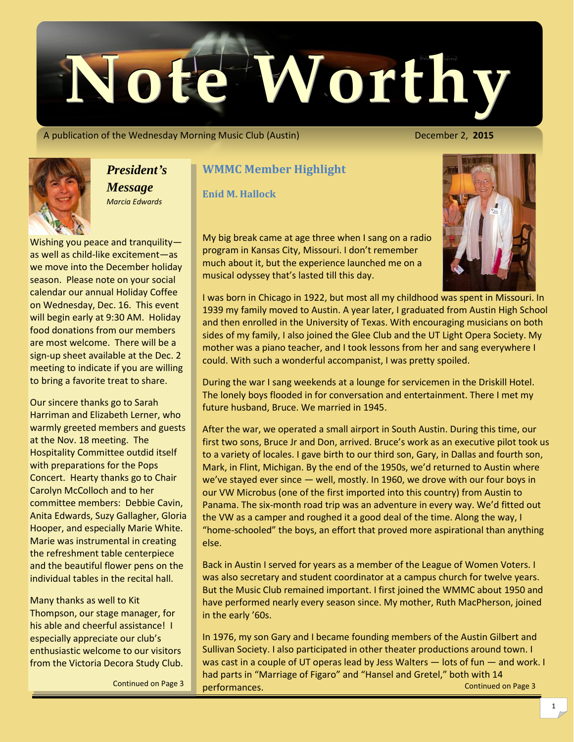# Note Worthy

A publication of the Wednesday Morning Music Club (Austin) December 2, **2015**

## *President's Message*

*Marcia Edwards*

Wishing you peace and tranquility—as well as child-like excitement—as we move into the December holiday season. Please note on your social calendar our annual Holiday Coffee on Wednesday, Dec. 16. This event will begin early at 9:30 AM. Holiday food donations from our members are most welcome. There will be a sign-up sheet available at the Dec. 2 meeting to indicate if you are willing to bring a favorite treat to share.

Our sincere thanks go to Sarah Harriman and Elizabeth Lerner, who warmly greeted members and guests at the Nov. 18 meeting. The Hospitality Committee outdid itself with preparations for the Pops Concert. Hearty thanks go to Chair Carolyn McColloch and to her committee members: Debbie Cavin, Anita Edwards, Suzy Gallagher, Gloria Hooper, and especially Marie White. Marie was instrumental in creating the refreshment table centerpiece and the beautiful flower pens on the individual tables in the recital hall.

Many thanks as well to Kit Thompson, our stage manager, for his able and cheerful assistance! I especially appreciate our club's enthusiastic welcome to our visitors from the Victoria Decora Study Club.

Continued on Page 3

## WMMC Member Highlight

### Enid M. Hallock

My big break came at age three when I sang on a radio program in Kansas City, Missouri. I don't remember much about it, but the experience launched me on a musical odyssey that's lasted till this day.

I was born in Chicago in 1922, but most all my childhood was spent in Missouri. In 1939 my family moved to Austin. A year later, I graduated from Austin High School and then enrolled in the University of Texas. With encouraging musicians on both sides of my family, I also joined the Glee Club and the UT Light Opera Society. My mother was a piano teacher, and I took lessons from her and sang everywhere I could. With such a wonderful accompanist, I was pretty spoiled.

During the war I sang weekends at a lounge for servicemen in the Driskill Hotel. The lonely boys flooded in for conversation and entertainment. There I met my future husband, Bruce. We married in 1945.

After the war, we operated a small airport in South Austin. During this time, our first two sons, Bruce Jr and Don, arrived. Bruce's work as an executive pilot took us to a variety of locales. I gave birth to our third son, Gary, in Dallas and fourth son, Mark, in Flint, Michigan. By the end of the 1950s, we'd returned to Austin where we've stayed ever since — well, mostly. In 1960, we drove with our four boys in our VW Microbus (one of the first imported into this country) from Austin to Panama. The six-month road trip was an adventure in every way. We'd fitted out the VW as a camper and roughed it a good deal of the time. Along the way, I "home-schooled" the boys, an effort that proved more aspirational than anything else.

Back in Austin I served for years as a member of the League of Women Voters. I was also secretary and student coordinator at a campus church for twelve years. But the Music Club remained important. I first joined the WMMC about 1950 and have performed nearly every season since. My mother, Ruth MacPherson, joined in the early '60s.

In 1976, my son Gary and I became founding members of the Austin Gilbert and Sullivan Society. I also participated in other theater productions around town. I was cast in a couple of UT operas lead by Jess Walters — lots of fun — and work. I had parts in "Marriage of Figaro" and "Hansel and Gretel," both with 14 performances.

Continued on Page 3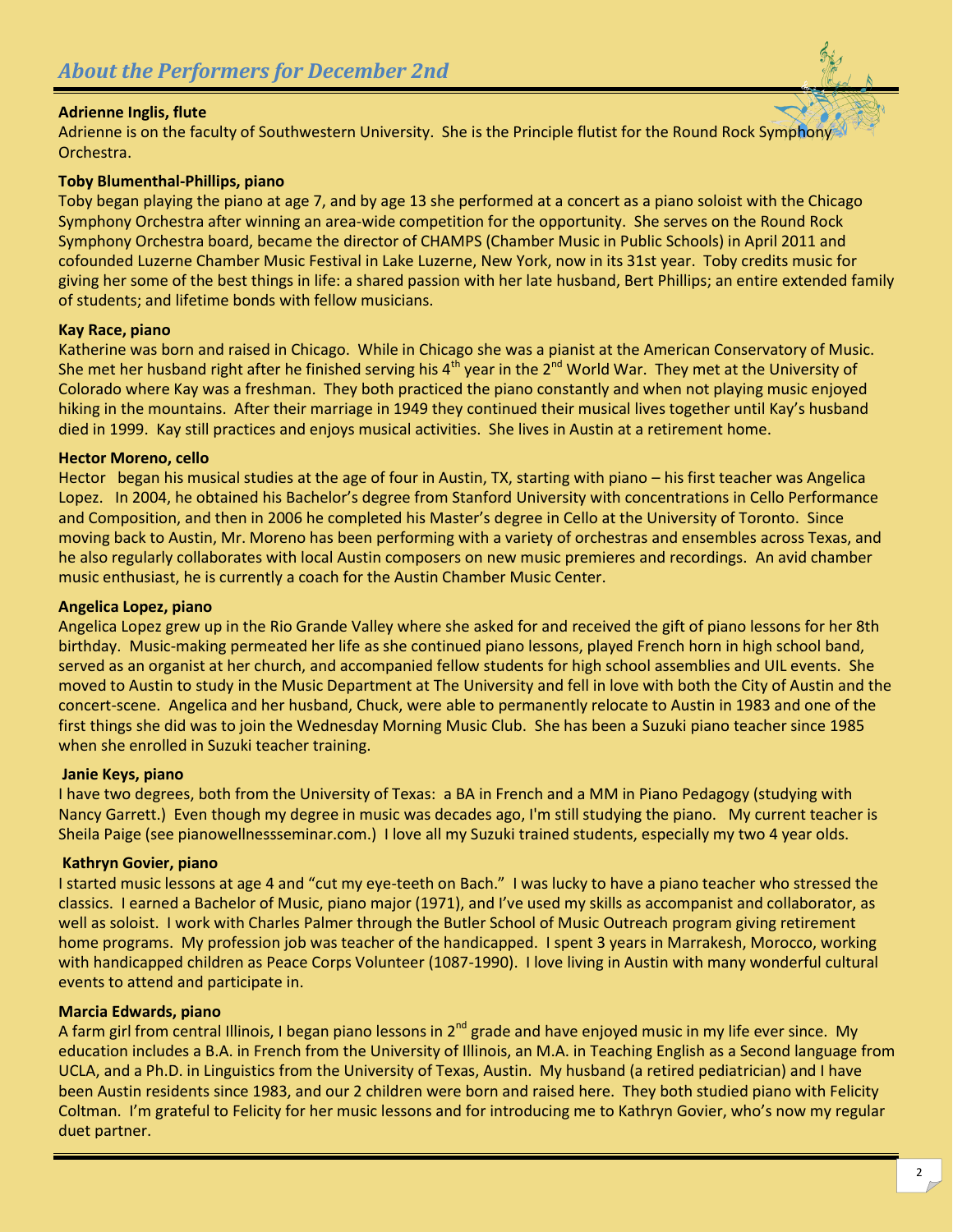## *About the Performers for December 2nd*

**Adrienne Inglis, flute**
Adrienne is on the faculty of Southwestern University. She is the Principle flutist for the Round Rock Symphony Orchestra.

**Toby Blumenthal-Phillips, piano**
Toby began playing the piano at age 7, and by age 13 she performed at a concert as a piano soloist with the Chicago Symphony Orchestra after winning an area-wide competition for the opportunity. She serves on the Round Rock Symphony Orchestra board, became the director of CHAMPS (Chamber Music in Public Schools) in April 2011 and cofounded Luzerne Chamber Music Festival in Lake Luzerne, New York, now in its 31st year. Toby credits music for giving her some of the best things in life: a shared passion with her late husband, Bert Phillips; an entire extended family of students; and lifetime bonds with fellow musicians.

**Kay Race, piano**
Katherine was born and raised in Chicago. While in Chicago she was a pianist at the American Conservatory of Music. She met her husband right after he finished serving his 4th year in the 2nd World War. They met at the University of Colorado where Kay was a freshman. They both practiced the piano constantly and when not playing music enjoyed hiking in the mountains. After their marriage in 1949 they continued their musical lives together until Kay's husband died in 1999. Kay still practices and enjoys musical activities. She lives in Austin at a retirement home.

**Hector Moreno, cello**
Hector began his musical studies at the age of four in Austin, TX, starting with piano – his first teacher was Angelica Lopez. In 2004, he obtained his Bachelor's degree from Stanford University with concentrations in Cello Performance and Composition, and then in 2006 he completed his Master's degree in Cello at the University of Toronto. Since moving back to Austin, Mr. Moreno has been performing with a variety of orchestras and ensembles across Texas, and he also regularly collaborates with local Austin composers on new music premieres and recordings. An avid chamber music enthusiast, he is currently a coach for the Austin Chamber Music Center.

**Angelica Lopez, piano**
Angelica Lopez grew up in the Rio Grande Valley where she asked for and received the gift of piano lessons for her 8th birthday. Music-making permeated her life as she continued piano lessons, played French horn in high school band, served as an organist at her church, and accompanied fellow students for high school assemblies and UIL events. She moved to Austin to study in the Music Department at The University and fell in love with both the City of Austin and the concert-scene. Angelica and her husband, Chuck, were able to permanently relocate to Austin in 1983 and one of the first things she did was to join the Wednesday Morning Music Club. She has been a Suzuki piano teacher since 1985 when she enrolled in Suzuki teacher training.

**Janie Keys, piano**
I have two degrees, both from the University of Texas: a BA in French and a MM in Piano Pedagogy (studying with Nancy Garrett.) Even though my degree in music was decades ago, I'm still studying the piano. My current teacher is Sheila Paige (see pianowellnessseminar.com.) I love all my Suzuki trained students, especially my two 4 year olds.

**Kathryn Govier, piano**
I started music lessons at age 4 and "cut my eye-teeth on Bach." I was lucky to have a piano teacher who stressed the classics. I earned a Bachelor of Music, piano major (1971), and I've used my skills as accompanist and collaborator, as well as soloist. I work with Charles Palmer through the Butler School of Music Outreach program giving retirement home programs. My profession job was teacher of the handicapped. I spent 3 years in Marrakesh, Morocco, working with handicapped children as Peace Corps Volunteer (1087-1990). I love living in Austin with many wonderful cultural events to attend and participate in.

**Marcia Edwards, piano**
A farm girl from central Illinois, I began piano lessons in 2nd grade and have enjoyed music in my life ever since. My education includes a B.A. in French from the University of Illinois, an M.A. in Teaching English as a Second language from UCLA, and a Ph.D. in Linguistics from the University of Texas, Austin. My husband (a retired pediatrician) and I have been Austin residents since 1983, and our 2 children were born and raised here. They both studied piano with Felicity Coltman. I'm grateful to Felicity for her music lessons and for introducing me to Kathryn Govier, who's now my regular duet partner.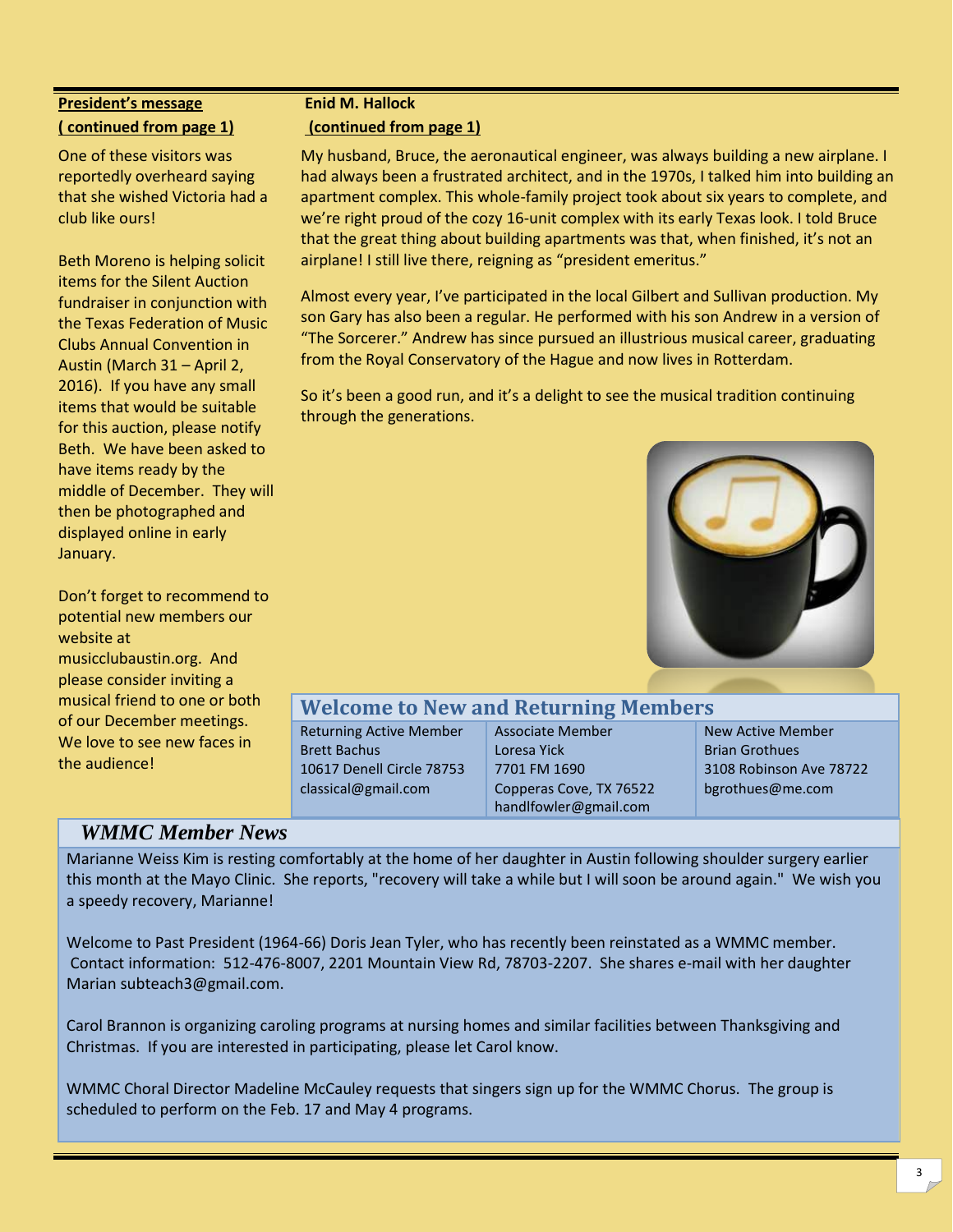**President's message**
**( continued from page 1)**

One of these visitors was reportedly overheard saying that she wished Victoria had a club like ours!

Beth Moreno is helping solicit items for the Silent Auction fundraiser in conjunction with the Texas Federation of Music Clubs Annual Convention in Austin (March 31 – April 2, 2016). If you have any small items that would be suitable for this auction, please notify Beth. We have been asked to have items ready by the middle of December. They will then be photographed and displayed online in early January.

Don't forget to recommend to potential new members our website at musicclubaustin.org. And please consider inviting a musical friend to one or both of our December meetings. We love to see new faces in the audience!

**Enid M. Hallock**
**(continued from page 1)**

My husband, Bruce, the aeronautical engineer, was always building a new airplane. I had always been a frustrated architect, and in the 1970s, I talked him into building an apartment complex. This whole-family project took about six years to complete, and we're right proud of the cozy 16-unit complex with its early Texas look. I told Bruce that the great thing about building apartments was that, when finished, it's not an airplane! I still live there, reigning as "president emeritus."

Almost every year, I've participated in the local Gilbert and Sullivan production. My son Gary has also been a regular. He performed with his son Andrew in a version of "The Sorcerer." Andrew has since pursued an illustrious musical career, graduating from the Royal Conservatory of the Hague and now lives in Rotterdam.

So it's been a good run, and it's a delight to see the musical tradition continuing through the generations.

## Welcome to New and Returning Members

| Returning Active Member | Associate Member | New Active Member |
|---|---|---|
| Brett Bachus | Loresa Yick | Brian Grothues |
| 10617 Denell Circle 78753 | 7701 FM 1690 | 3108 Robinson Ave 78722 |
| classical@gmail.com | Copperas Cove, TX 76522 | bgrothues@me.com |
| | handlfowler@gmail.com | |

## *WMMC Member News*

Marianne Weiss Kim is resting comfortably at the home of her daughter in Austin following shoulder surgery earlier this month at the Mayo Clinic. She reports, "recovery will take a while but I will soon be around again." We wish you a speedy recovery, Marianne!

Welcome to Past President (1964-66) Doris Jean Tyler, who has recently been reinstated as a WMMC member. Contact information: 512-476-8007, 2201 Mountain View Rd, 78703-2207. She shares e-mail with her daughter Marian subteach3@gmail.com.

Carol Brannon is organizing caroling programs at nursing homes and similar facilities between Thanksgiving and Christmas. If you are interested in participating, please let Carol know.

WMMC Choral Director Madeline McCauley requests that singers sign up for the WMMC Chorus. The group is scheduled to perform on the Feb. 17 and May 4 programs.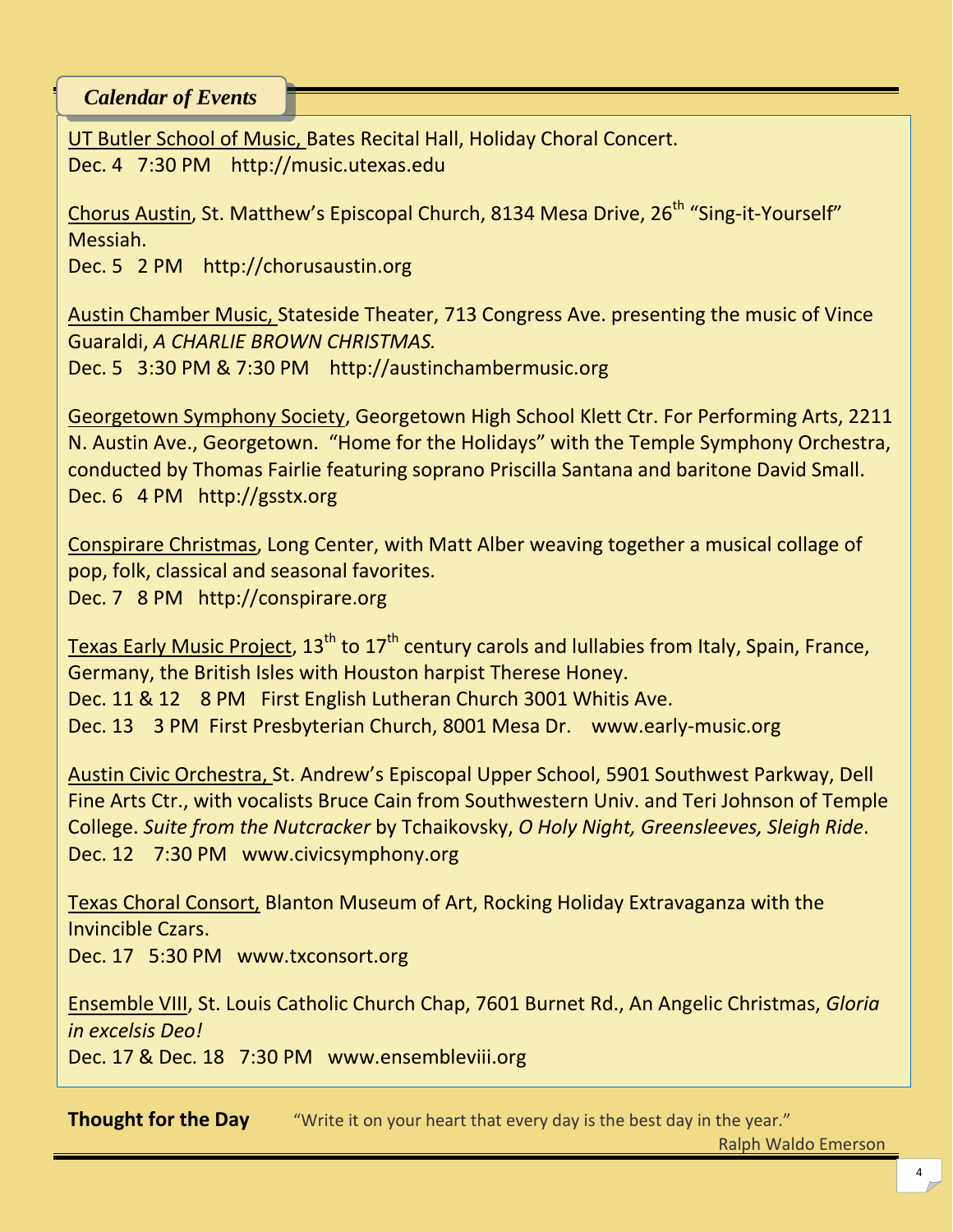## *Calendar of Events*

UT Butler School of Music, Bates Recital Hall, Holiday Choral Concert.
Dec. 4 7:30 PM http://music.utexas.edu

Chorus Austin, St. Matthew's Episcopal Church, 8134 Mesa Drive, 26th "Sing-it-Yourself" Messiah.
Dec. 5 2 PM http://chorusaustin.org

Austin Chamber Music, Stateside Theater, 713 Congress Ave. presenting the music of Vince Guaraldi, *A CHARLIE BROWN CHRISTMAS.*
Dec. 5 3:30 PM & 7:30 PM http://austinchambermusic.org

Georgetown Symphony Society, Georgetown High School Klett Ctr. For Performing Arts, 2211 N. Austin Ave., Georgetown. "Home for the Holidays" with the Temple Symphony Orchestra, conducted by Thomas Fairlie featuring soprano Priscilla Santana and baritone David Small.
Dec. 6 4 PM http://gsstx.org

Conspirare Christmas, Long Center, with Matt Alber weaving together a musical collage of pop, folk, classical and seasonal favorites.
Dec. 7 8 PM http://conspirare.org

Texas Early Music Project, 13th to 17th century carols and lullabies from Italy, Spain, France, Germany, the British Isles with Houston harpist Therese Honey.
Dec. 11 & 12 8 PM First English Lutheran Church 3001 Whitis Ave.
Dec. 13 3 PM First Presbyterian Church, 8001 Mesa Dr. www.early-music.org

Austin Civic Orchestra, St. Andrew's Episcopal Upper School, 5901 Southwest Parkway, Dell Fine Arts Ctr., with vocalists Bruce Cain from Southwestern Univ. and Teri Johnson of Temple College. *Suite from the Nutcracker* by Tchaikovsky, *O Holy Night, Greensleeves, Sleigh Ride*.
Dec. 12 7:30 PM www.civicsymphony.org

Texas Choral Consort, Blanton Museum of Art, Rocking Holiday Extravaganza with the Invincible Czars.
Dec. 17 5:30 PM www.txconsort.org

Ensemble VIII, St. Louis Catholic Church Chap, 7601 Burnet Rd., An Angelic Christmas, *Gloria in excelsis Deo!*
Dec. 17 & Dec. 18 7:30 PM www.ensembleviii.org

**Thought for the Day** "Write it on your heart that every day is the best day in the year."
Ralph Waldo Emerson